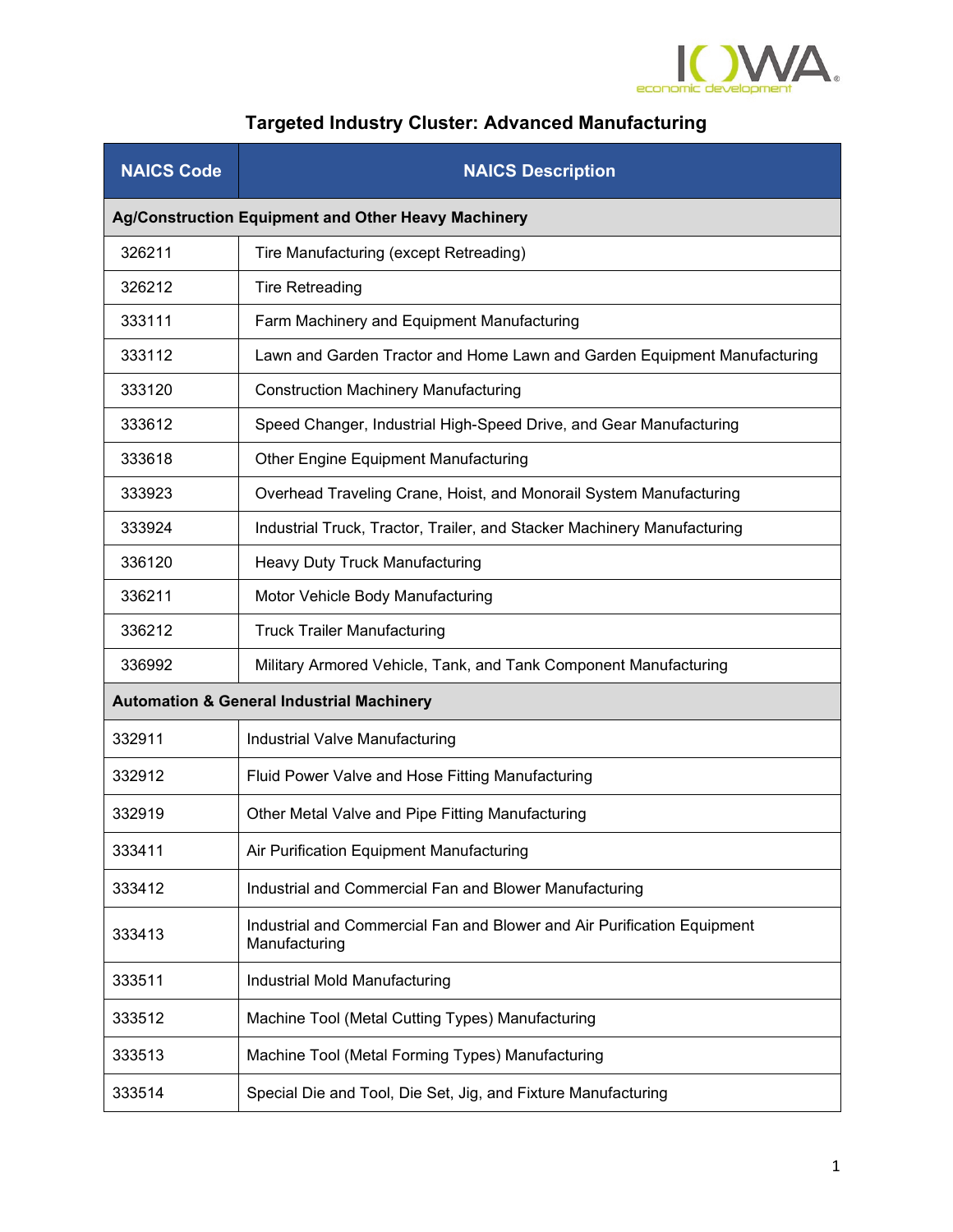# Targeted Industry Cluster: Advanced Manufacturing

| NAICS Code | NAICS Description |
|---|---|
| **Ag/Construction Equipment and Other Heavy Machinery** | |
| 326211 | Tire Manufacturing (except Retreading) |
| 326212 | Tire Retreading |
| 333111 | Farm Machinery and Equipment Manufacturing |
| 333112 | Lawn and Garden Tractor and Home Lawn and Garden Equipment Manufacturing |
| 333120 | Construction Machinery Manufacturing |
| 333612 | Speed Changer, Industrial High-Speed Drive, and Gear Manufacturing |
| 333618 | Other Engine Equipment Manufacturing |
| 333923 | Overhead Traveling Crane, Hoist, and Monorail System Manufacturing |
| 333924 | Industrial Truck, Tractor, Trailer, and Stacker Machinery Manufacturing |
| 336120 | Heavy Duty Truck Manufacturing |
| 336211 | Motor Vehicle Body Manufacturing |
| 336212 | Truck Trailer Manufacturing |
| 336992 | Military Armored Vehicle, Tank, and Tank Component Manufacturing |
| **Automation & General Industrial Machinery** | |
| 332911 | Industrial Valve Manufacturing |
| 332912 | Fluid Power Valve and Hose Fitting Manufacturing |
| 332919 | Other Metal Valve and Pipe Fitting Manufacturing |
| 333411 | Air Purification Equipment Manufacturing |
| 333412 | Industrial and Commercial Fan and Blower Manufacturing |
| 333413 | Industrial and Commercial Fan and Blower and Air Purification Equipment Manufacturing |
| 333511 | Industrial Mold Manufacturing |
| 333512 | Machine Tool (Metal Cutting Types) Manufacturing |
| 333513 | Machine Tool (Metal Forming Types) Manufacturing |
| 333514 | Special Die and Tool, Die Set, Jig, and Fixture Manufacturing |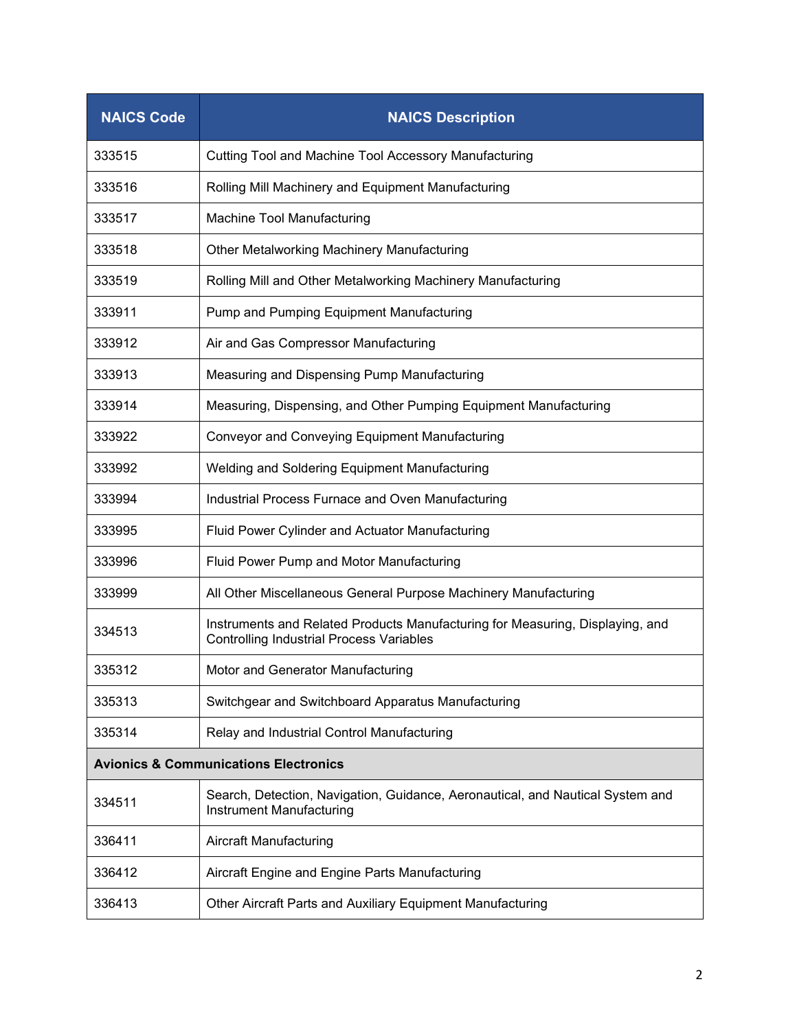| NAICS Code | NAICS Description |
| --- | --- |
| 333515 | Cutting Tool and Machine Tool Accessory Manufacturing |
| 333516 | Rolling Mill Machinery and Equipment Manufacturing |
| 333517 | Machine Tool Manufacturing |
| 333518 | Other Metalworking Machinery Manufacturing |
| 333519 | Rolling Mill and Other Metalworking Machinery Manufacturing |
| 333911 | Pump and Pumping Equipment Manufacturing |
| 333912 | Air and Gas Compressor Manufacturing |
| 333913 | Measuring and Dispensing Pump Manufacturing |
| 333914 | Measuring, Dispensing, and Other Pumping Equipment Manufacturing |
| 333922 | Conveyor and Conveying Equipment Manufacturing |
| 333992 | Welding and Soldering Equipment Manufacturing |
| 333994 | Industrial Process Furnace and Oven Manufacturing |
| 333995 | Fluid Power Cylinder and Actuator Manufacturing |
| 333996 | Fluid Power Pump and Motor Manufacturing |
| 333999 | All Other Miscellaneous General Purpose Machinery Manufacturing |
| 334513 | Instruments and Related Products Manufacturing for Measuring, Displaying, and Controlling Industrial Process Variables |
| 335312 | Motor and Generator Manufacturing |
| 335313 | Switchgear and Switchboard Apparatus Manufacturing |
| 335314 | Relay and Industrial Control Manufacturing |
| **Avionics & Communications Electronics** | |
| 334511 | Search, Detection, Navigation, Guidance, Aeronautical, and Nautical System and Instrument Manufacturing |
| 336411 | Aircraft Manufacturing |
| 336412 | Aircraft Engine and Engine Parts Manufacturing |
| 336413 | Other Aircraft Parts and Auxiliary Equipment Manufacturing |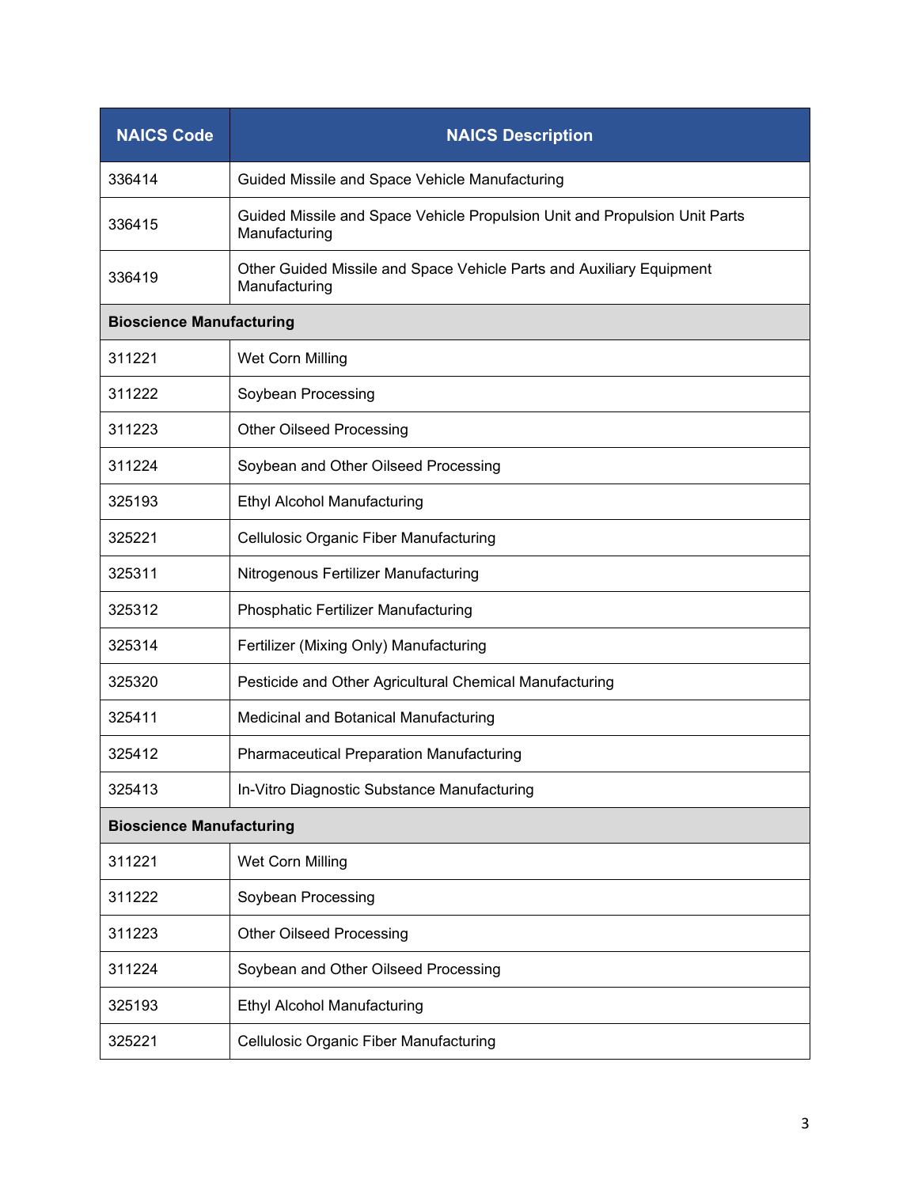| NAICS Code | NAICS Description |
| --- | --- |
| 336414 | Guided Missile and Space Vehicle Manufacturing |
| 336415 | Guided Missile and Space Vehicle Propulsion Unit and Propulsion Unit Parts Manufacturing |
| 336419 | Other Guided Missile and Space Vehicle Parts and Auxiliary Equipment Manufacturing |
| **Bioscience Manufacturing** | |
| 311221 | Wet Corn Milling |
| 311222 | Soybean Processing |
| 311223 | Other Oilseed Processing |
| 311224 | Soybean and Other Oilseed Processing |
| 325193 | Ethyl Alcohol Manufacturing |
| 325221 | Cellulosic Organic Fiber Manufacturing |
| 325311 | Nitrogenous Fertilizer Manufacturing |
| 325312 | Phosphatic Fertilizer Manufacturing |
| 325314 | Fertilizer (Mixing Only) Manufacturing |
| 325320 | Pesticide and Other Agricultural Chemical Manufacturing |
| 325411 | Medicinal and Botanical Manufacturing |
| 325412 | Pharmaceutical Preparation Manufacturing |
| 325413 | In-Vitro Diagnostic Substance Manufacturing |
| **Bioscience Manufacturing** | |
| 311221 | Wet Corn Milling |
| 311222 | Soybean Processing |
| 311223 | Other Oilseed Processing |
| 311224 | Soybean and Other Oilseed Processing |
| 325193 | Ethyl Alcohol Manufacturing |
| 325221 | Cellulosic Organic Fiber Manufacturing |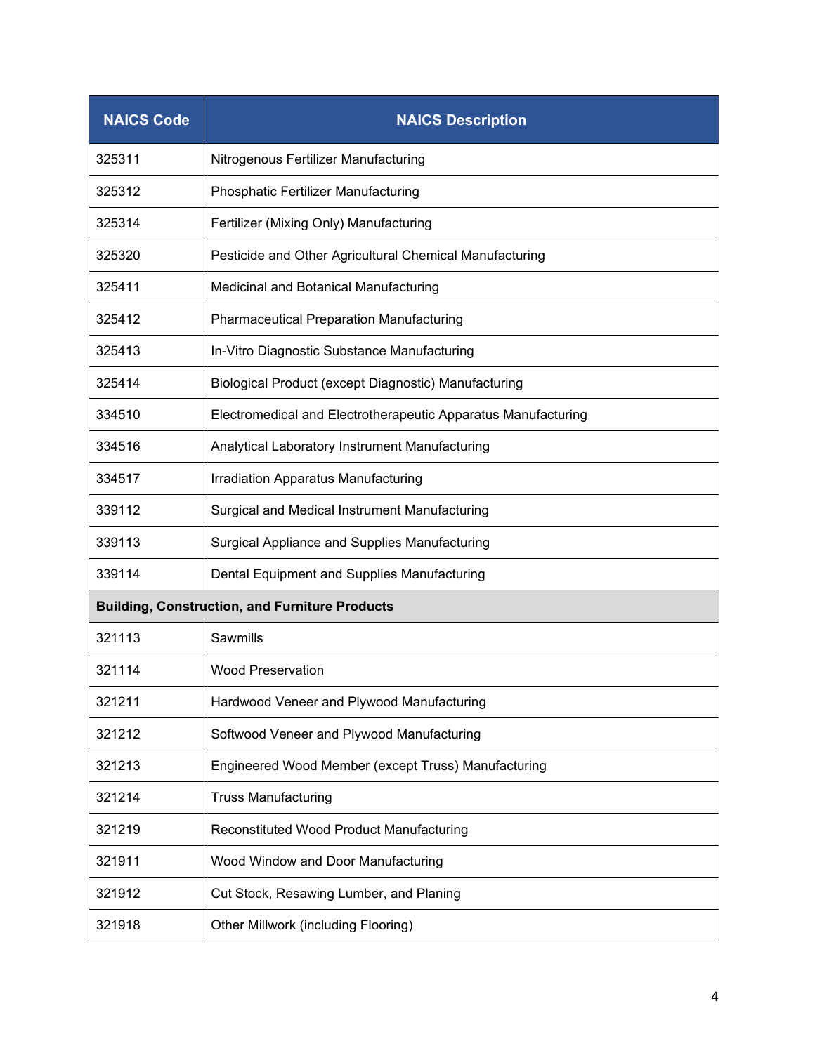| NAICS Code | NAICS Description |
| --- | --- |
| 325311 | Nitrogenous Fertilizer Manufacturing |
| 325312 | Phosphatic Fertilizer Manufacturing |
| 325314 | Fertilizer (Mixing Only) Manufacturing |
| 325320 | Pesticide and Other Agricultural Chemical Manufacturing |
| 325411 | Medicinal and Botanical Manufacturing |
| 325412 | Pharmaceutical Preparation Manufacturing |
| 325413 | In-Vitro Diagnostic Substance Manufacturing |
| 325414 | Biological Product (except Diagnostic) Manufacturing |
| 334510 | Electromedical and Electrotherapeutic Apparatus Manufacturing |
| 334516 | Analytical Laboratory Instrument Manufacturing |
| 334517 | Irradiation Apparatus Manufacturing |
| 339112 | Surgical and Medical Instrument Manufacturing |
| 339113 | Surgical Appliance and Supplies Manufacturing |
| 339114 | Dental Equipment and Supplies Manufacturing |
| **Building, Construction, and Furniture Products** | |
| 321113 | Sawmills |
| 321114 | Wood Preservation |
| 321211 | Hardwood Veneer and Plywood Manufacturing |
| 321212 | Softwood Veneer and Plywood Manufacturing |
| 321213 | Engineered Wood Member (except Truss) Manufacturing |
| 321214 | Truss Manufacturing |
| 321219 | Reconstituted Wood Product Manufacturing |
| 321911 | Wood Window and Door Manufacturing |
| 321912 | Cut Stock, Resawing Lumber, and Planing |
| 321918 | Other Millwork (including Flooring) |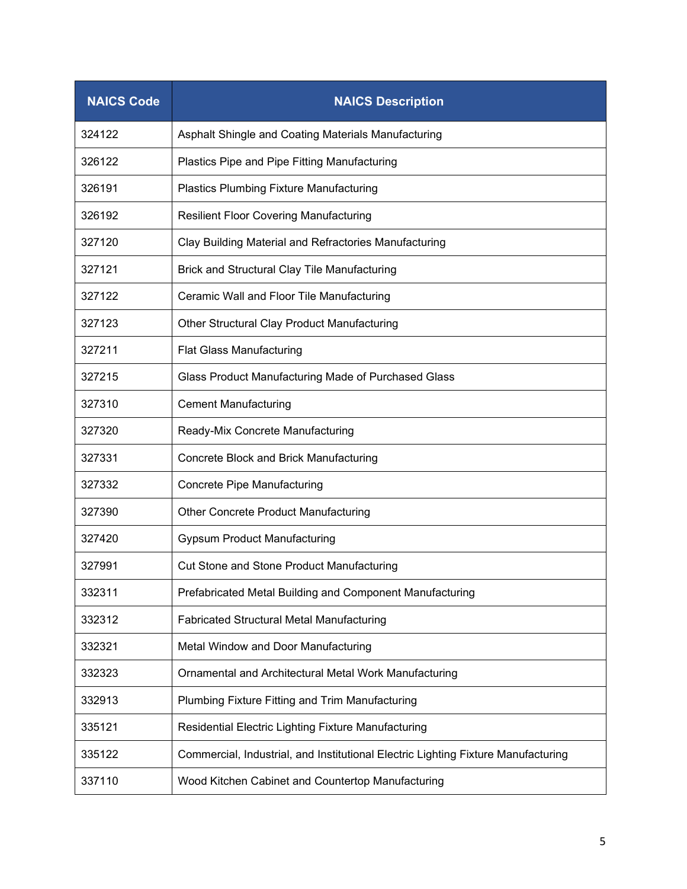| NAICS Code | NAICS Description |
| --- | --- |
| 324122 | Asphalt Shingle and Coating Materials Manufacturing |
| 326122 | Plastics Pipe and Pipe Fitting Manufacturing |
| 326191 | Plastics Plumbing Fixture Manufacturing |
| 326192 | Resilient Floor Covering Manufacturing |
| 327120 | Clay Building Material and Refractories Manufacturing |
| 327121 | Brick and Structural Clay Tile Manufacturing |
| 327122 | Ceramic Wall and Floor Tile Manufacturing |
| 327123 | Other Structural Clay Product Manufacturing |
| 327211 | Flat Glass Manufacturing |
| 327215 | Glass Product Manufacturing Made of Purchased Glass |
| 327310 | Cement Manufacturing |
| 327320 | Ready-Mix Concrete Manufacturing |
| 327331 | Concrete Block and Brick Manufacturing |
| 327332 | Concrete Pipe Manufacturing |
| 327390 | Other Concrete Product Manufacturing |
| 327420 | Gypsum Product Manufacturing |
| 327991 | Cut Stone and Stone Product Manufacturing |
| 332311 | Prefabricated Metal Building and Component Manufacturing |
| 332312 | Fabricated Structural Metal Manufacturing |
| 332321 | Metal Window and Door Manufacturing |
| 332323 | Ornamental and Architectural Metal Work Manufacturing |
| 332913 | Plumbing Fixture Fitting and Trim Manufacturing |
| 335121 | Residential Electric Lighting Fixture Manufacturing |
| 335122 | Commercial, Industrial, and Institutional Electric Lighting Fixture Manufacturing |
| 337110 | Wood Kitchen Cabinet and Countertop Manufacturing |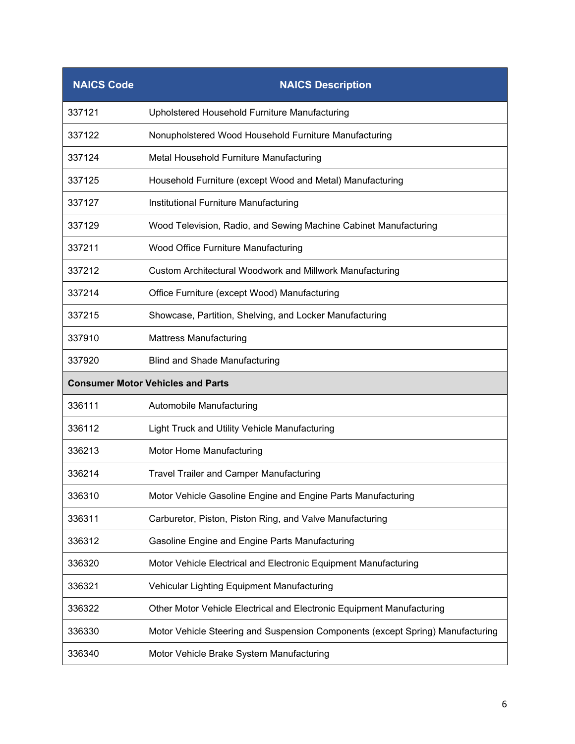| NAICS Code | NAICS Description |
| --- | --- |
| 337121 | Upholstered Household Furniture Manufacturing |
| 337122 | Nonupholstered Wood Household Furniture Manufacturing |
| 337124 | Metal Household Furniture Manufacturing |
| 337125 | Household Furniture (except Wood and Metal) Manufacturing |
| 337127 | Institutional Furniture Manufacturing |
| 337129 | Wood Television, Radio, and Sewing Machine Cabinet Manufacturing |
| 337211 | Wood Office Furniture Manufacturing |
| 337212 | Custom Architectural Woodwork and Millwork Manufacturing |
| 337214 | Office Furniture (except Wood) Manufacturing |
| 337215 | Showcase, Partition, Shelving, and Locker Manufacturing |
| 337910 | Mattress Manufacturing |
| 337920 | Blind and Shade Manufacturing |
| **Consumer Motor Vehicles and Parts** | |
| 336111 | Automobile Manufacturing |
| 336112 | Light Truck and Utility Vehicle Manufacturing |
| 336213 | Motor Home Manufacturing |
| 336214 | Travel Trailer and Camper Manufacturing |
| 336310 | Motor Vehicle Gasoline Engine and Engine Parts Manufacturing |
| 336311 | Carburetor, Piston, Piston Ring, and Valve Manufacturing |
| 336312 | Gasoline Engine and Engine Parts Manufacturing |
| 336320 | Motor Vehicle Electrical and Electronic Equipment Manufacturing |
| 336321 | Vehicular Lighting Equipment Manufacturing |
| 336322 | Other Motor Vehicle Electrical and Electronic Equipment Manufacturing |
| 336330 | Motor Vehicle Steering and Suspension Components (except Spring) Manufacturing |
| 336340 | Motor Vehicle Brake System Manufacturing |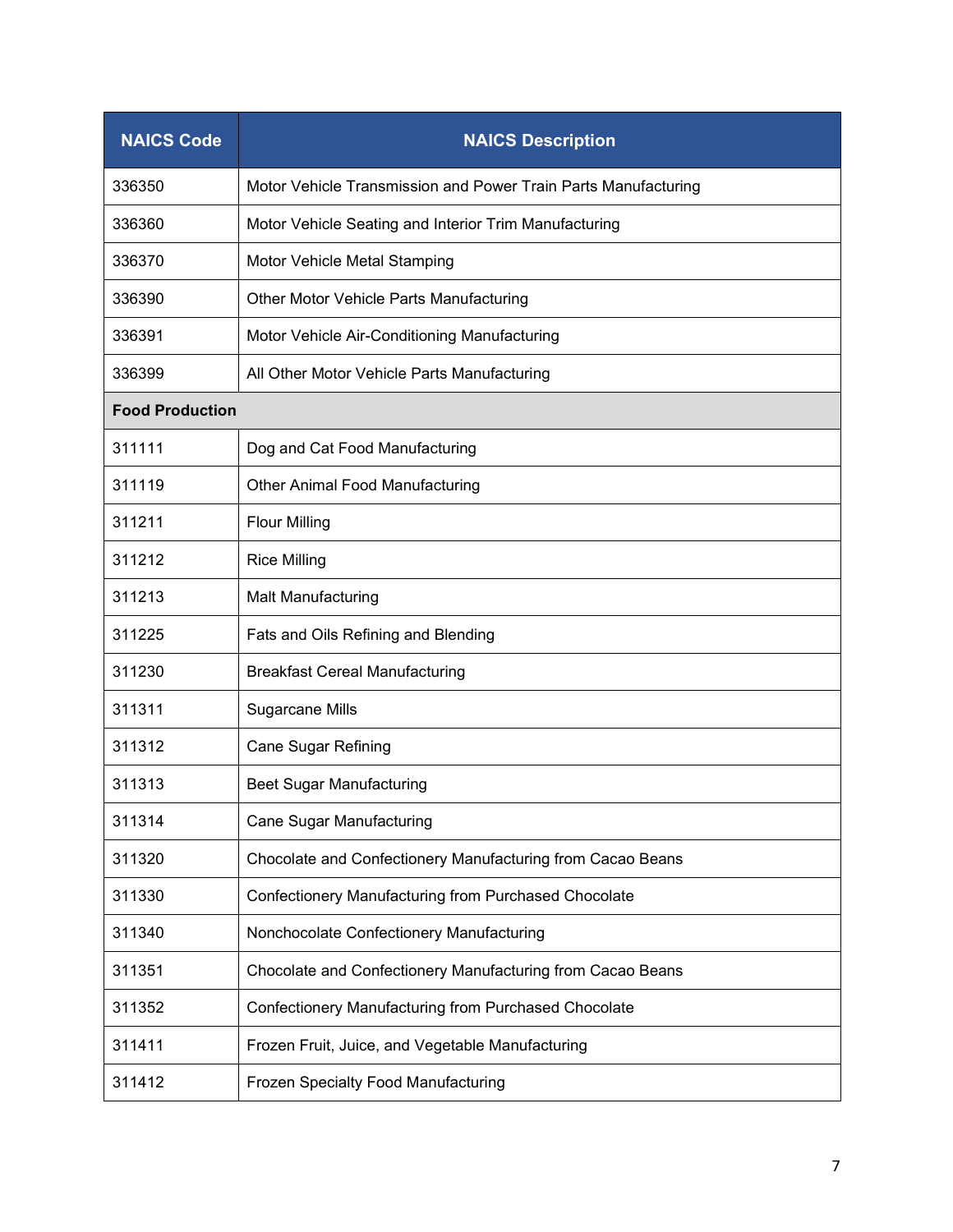| NAICS Code | NAICS Description |
| --- | --- |
| 336350 | Motor Vehicle Transmission and Power Train Parts Manufacturing |
| 336360 | Motor Vehicle Seating and Interior Trim Manufacturing |
| 336370 | Motor Vehicle Metal Stamping |
| 336390 | Other Motor Vehicle Parts Manufacturing |
| 336391 | Motor Vehicle Air-Conditioning Manufacturing |
| 336399 | All Other Motor Vehicle Parts Manufacturing |
| **Food Production** | |
| 311111 | Dog and Cat Food Manufacturing |
| 311119 | Other Animal Food Manufacturing |
| 311211 | Flour Milling |
| 311212 | Rice Milling |
| 311213 | Malt Manufacturing |
| 311225 | Fats and Oils Refining and Blending |
| 311230 | Breakfast Cereal Manufacturing |
| 311311 | Sugarcane Mills |
| 311312 | Cane Sugar Refining |
| 311313 | Beet Sugar Manufacturing |
| 311314 | Cane Sugar Manufacturing |
| 311320 | Chocolate and Confectionery Manufacturing from Cacao Beans |
| 311330 | Confectionery Manufacturing from Purchased Chocolate |
| 311340 | Nonchocolate Confectionery Manufacturing |
| 311351 | Chocolate and Confectionery Manufacturing from Cacao Beans |
| 311352 | Confectionery Manufacturing from Purchased Chocolate |
| 311411 | Frozen Fruit, Juice, and Vegetable Manufacturing |
| 311412 | Frozen Specialty Food Manufacturing |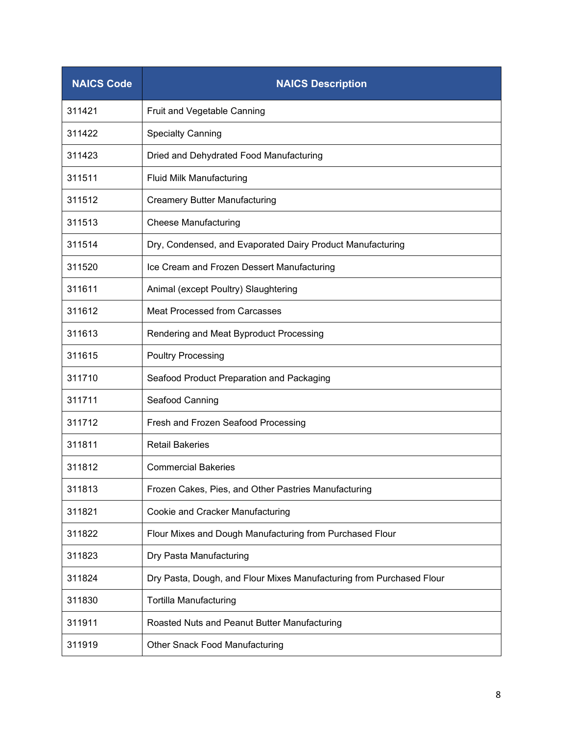| NAICS Code | NAICS Description |
|---|---|
| 311421 | Fruit and Vegetable Canning |
| 311422 | Specialty Canning |
| 311423 | Dried and Dehydrated Food Manufacturing |
| 311511 | Fluid Milk Manufacturing |
| 311512 | Creamery Butter Manufacturing |
| 311513 | Cheese Manufacturing |
| 311514 | Dry, Condensed, and Evaporated Dairy Product Manufacturing |
| 311520 | Ice Cream and Frozen Dessert Manufacturing |
| 311611 | Animal (except Poultry) Slaughtering |
| 311612 | Meat Processed from Carcasses |
| 311613 | Rendering and Meat Byproduct Processing |
| 311615 | Poultry Processing |
| 311710 | Seafood Product Preparation and Packaging |
| 311711 | Seafood Canning |
| 311712 | Fresh and Frozen Seafood Processing |
| 311811 | Retail Bakeries |
| 311812 | Commercial Bakeries |
| 311813 | Frozen Cakes, Pies, and Other Pastries Manufacturing |
| 311821 | Cookie and Cracker Manufacturing |
| 311822 | Flour Mixes and Dough Manufacturing from Purchased Flour |
| 311823 | Dry Pasta Manufacturing |
| 311824 | Dry Pasta, Dough, and Flour Mixes Manufacturing from Purchased Flour |
| 311830 | Tortilla Manufacturing |
| 311911 | Roasted Nuts and Peanut Butter Manufacturing |
| 311919 | Other Snack Food Manufacturing |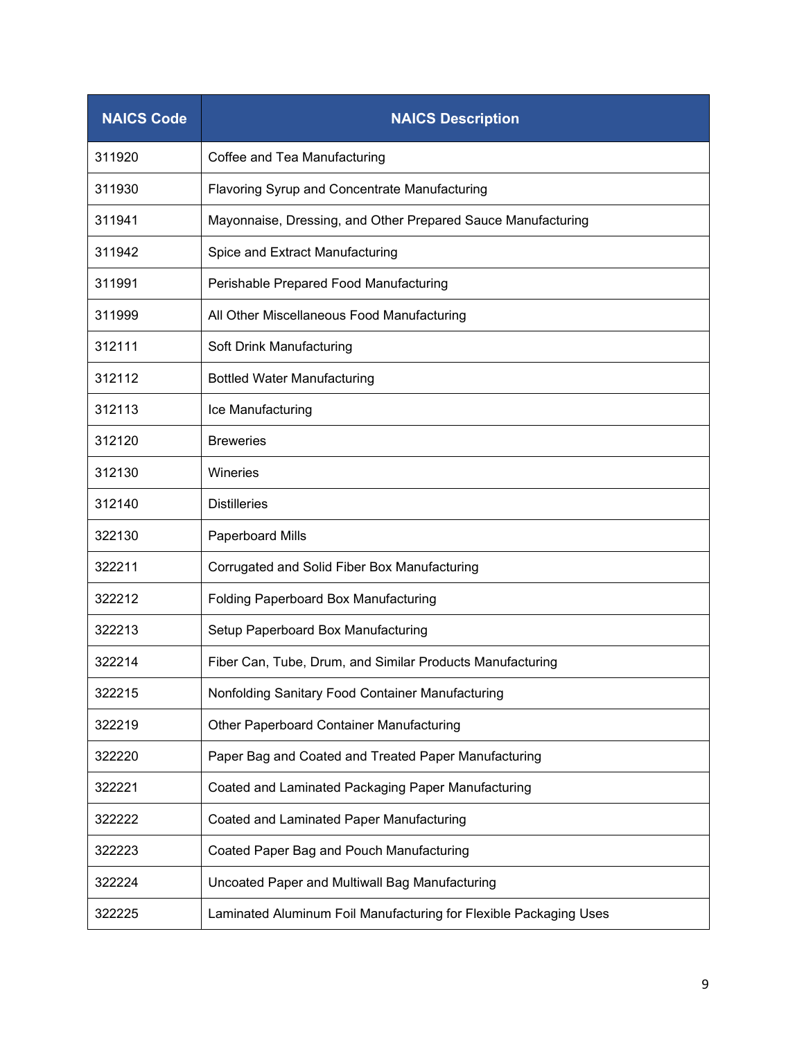| NAICS Code | NAICS Description |
| --- | --- |
| 311920 | Coffee and Tea Manufacturing |
| 311930 | Flavoring Syrup and Concentrate Manufacturing |
| 311941 | Mayonnaise, Dressing, and Other Prepared Sauce Manufacturing |
| 311942 | Spice and Extract Manufacturing |
| 311991 | Perishable Prepared Food Manufacturing |
| 311999 | All Other Miscellaneous Food Manufacturing |
| 312111 | Soft Drink Manufacturing |
| 312112 | Bottled Water Manufacturing |
| 312113 | Ice Manufacturing |
| 312120 | Breweries |
| 312130 | Wineries |
| 312140 | Distilleries |
| 322130 | Paperboard Mills |
| 322211 | Corrugated and Solid Fiber Box Manufacturing |
| 322212 | Folding Paperboard Box Manufacturing |
| 322213 | Setup Paperboard Box Manufacturing |
| 322214 | Fiber Can, Tube, Drum, and Similar Products Manufacturing |
| 322215 | Nonfolding Sanitary Food Container Manufacturing |
| 322219 | Other Paperboard Container Manufacturing |
| 322220 | Paper Bag and Coated and Treated Paper Manufacturing |
| 322221 | Coated and Laminated Packaging Paper Manufacturing |
| 322222 | Coated and Laminated Paper Manufacturing |
| 322223 | Coated Paper Bag and Pouch Manufacturing |
| 322224 | Uncoated Paper and Multiwall Bag Manufacturing |
| 322225 | Laminated Aluminum Foil Manufacturing for Flexible Packaging Uses |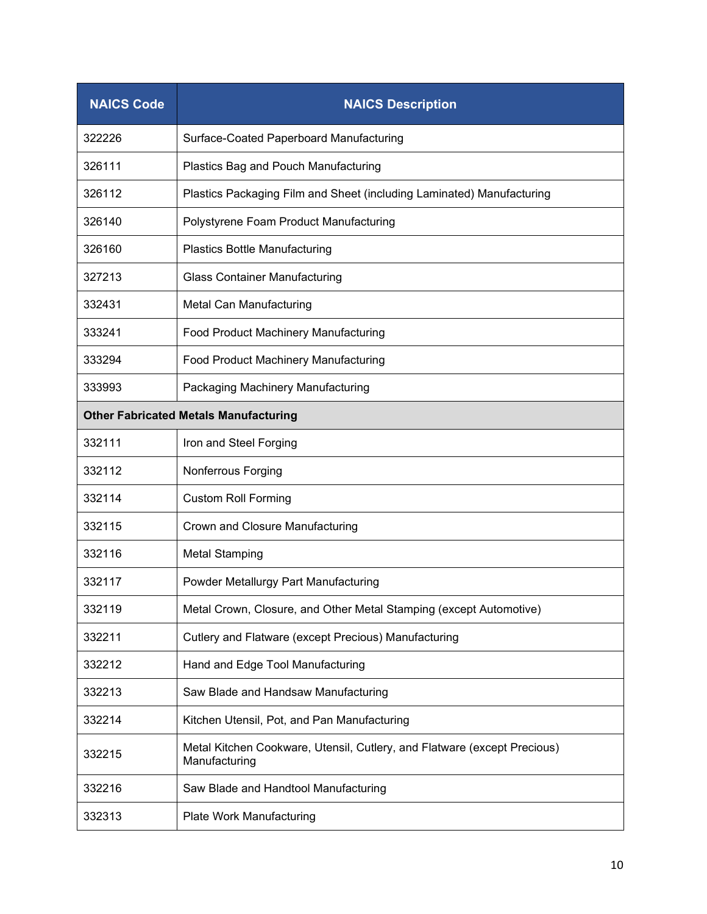| NAICS Code | NAICS Description |
|---|---|
| 322226 | Surface-Coated Paperboard Manufacturing |
| 326111 | Plastics Bag and Pouch Manufacturing |
| 326112 | Plastics Packaging Film and Sheet (including Laminated) Manufacturing |
| 326140 | Polystyrene Foam Product Manufacturing |
| 326160 | Plastics Bottle Manufacturing |
| 327213 | Glass Container Manufacturing |
| 332431 | Metal Can Manufacturing |
| 333241 | Food Product Machinery Manufacturing |
| 333294 | Food Product Machinery Manufacturing |
| 333993 | Packaging Machinery Manufacturing |
| **Other Fabricated Metals Manufacturing** | |
| 332111 | Iron and Steel Forging |
| 332112 | Nonferrous Forging |
| 332114 | Custom Roll Forming |
| 332115 | Crown and Closure Manufacturing |
| 332116 | Metal Stamping |
| 332117 | Powder Metallurgy Part Manufacturing |
| 332119 | Metal Crown, Closure, and Other Metal Stamping (except Automotive) |
| 332211 | Cutlery and Flatware (except Precious) Manufacturing |
| 332212 | Hand and Edge Tool Manufacturing |
| 332213 | Saw Blade and Handsaw Manufacturing |
| 332214 | Kitchen Utensil, Pot, and Pan Manufacturing |
| 332215 | Metal Kitchen Cookware, Utensil, Cutlery, and Flatware (except Precious) Manufacturing |
| 332216 | Saw Blade and Handtool Manufacturing |
| 332313 | Plate Work Manufacturing |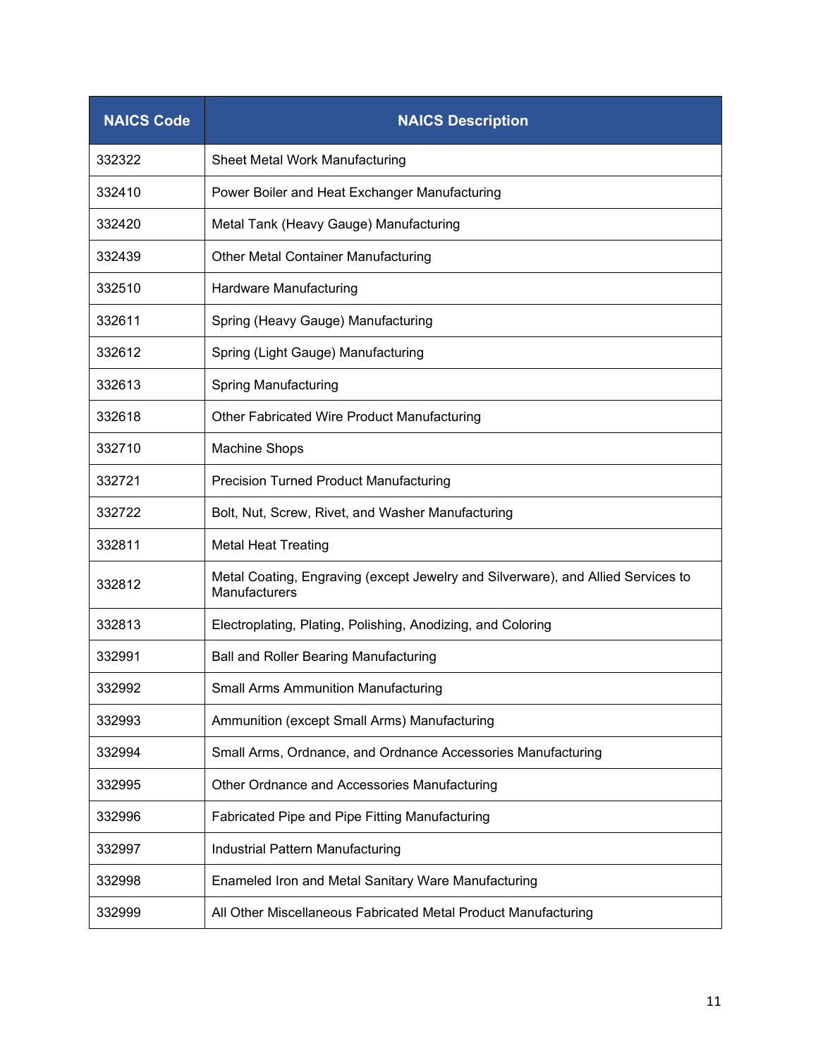| NAICS Code | NAICS Description |
| --- | --- |
| 332322 | Sheet Metal Work Manufacturing |
| 332410 | Power Boiler and Heat Exchanger Manufacturing |
| 332420 | Metal Tank (Heavy Gauge) Manufacturing |
| 332439 | Other Metal Container Manufacturing |
| 332510 | Hardware Manufacturing |
| 332611 | Spring (Heavy Gauge) Manufacturing |
| 332612 | Spring (Light Gauge) Manufacturing |
| 332613 | Spring Manufacturing |
| 332618 | Other Fabricated Wire Product Manufacturing |
| 332710 | Machine Shops |
| 332721 | Precision Turned Product Manufacturing |
| 332722 | Bolt, Nut, Screw, Rivet, and Washer Manufacturing |
| 332811 | Metal Heat Treating |
| 332812 | Metal Coating, Engraving (except Jewelry and Silverware), and Allied Services to Manufacturers |
| 332813 | Electroplating, Plating, Polishing, Anodizing, and Coloring |
| 332991 | Ball and Roller Bearing Manufacturing |
| 332992 | Small Arms Ammunition Manufacturing |
| 332993 | Ammunition (except Small Arms) Manufacturing |
| 332994 | Small Arms, Ordnance, and Ordnance Accessories Manufacturing |
| 332995 | Other Ordnance and Accessories Manufacturing |
| 332996 | Fabricated Pipe and Pipe Fitting Manufacturing |
| 332997 | Industrial Pattern Manufacturing |
| 332998 | Enameled Iron and Metal Sanitary Ware Manufacturing |
| 332999 | All Other Miscellaneous Fabricated Metal Product Manufacturing |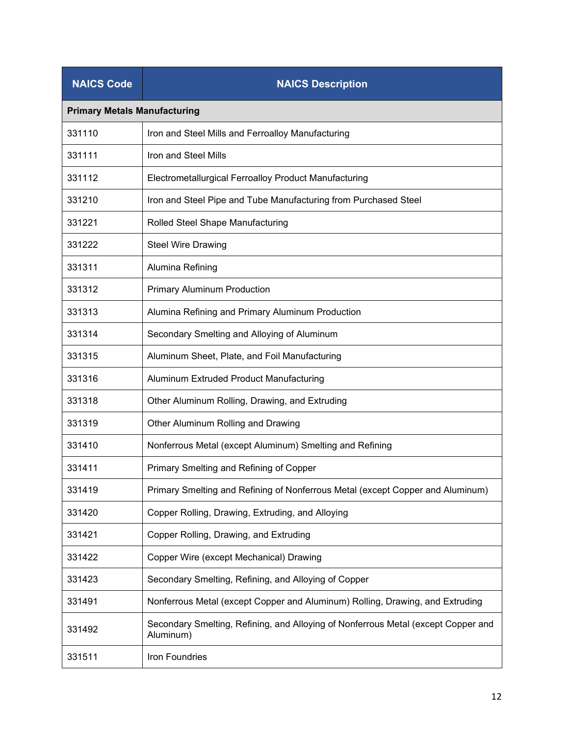| NAICS Code | NAICS Description |
|---|---|
| **Primary Metals Manufacturing** | |
| 331110 | Iron and Steel Mills and Ferroalloy Manufacturing |
| 331111 | Iron and Steel Mills |
| 331112 | Electrometallurgical Ferroalloy Product Manufacturing |
| 331210 | Iron and Steel Pipe and Tube Manufacturing from Purchased Steel |
| 331221 | Rolled Steel Shape Manufacturing |
| 331222 | Steel Wire Drawing |
| 331311 | Alumina Refining |
| 331312 | Primary Aluminum Production |
| 331313 | Alumina Refining and Primary Aluminum Production |
| 331314 | Secondary Smelting and Alloying of Aluminum |
| 331315 | Aluminum Sheet, Plate, and Foil Manufacturing |
| 331316 | Aluminum Extruded Product Manufacturing |
| 331318 | Other Aluminum Rolling, Drawing, and Extruding |
| 331319 | Other Aluminum Rolling and Drawing |
| 331410 | Nonferrous Metal (except Aluminum) Smelting and Refining |
| 331411 | Primary Smelting and Refining of Copper |
| 331419 | Primary Smelting and Refining of Nonferrous Metal (except Copper and Aluminum) |
| 331420 | Copper Rolling, Drawing, Extruding, and Alloying |
| 331421 | Copper Rolling, Drawing, and Extruding |
| 331422 | Copper Wire (except Mechanical) Drawing |
| 331423 | Secondary Smelting, Refining, and Alloying of Copper |
| 331491 | Nonferrous Metal (except Copper and Aluminum) Rolling, Drawing, and Extruding |
| 331492 | Secondary Smelting, Refining, and Alloying of Nonferrous Metal (except Copper and Aluminum) |
| 331511 | Iron Foundries |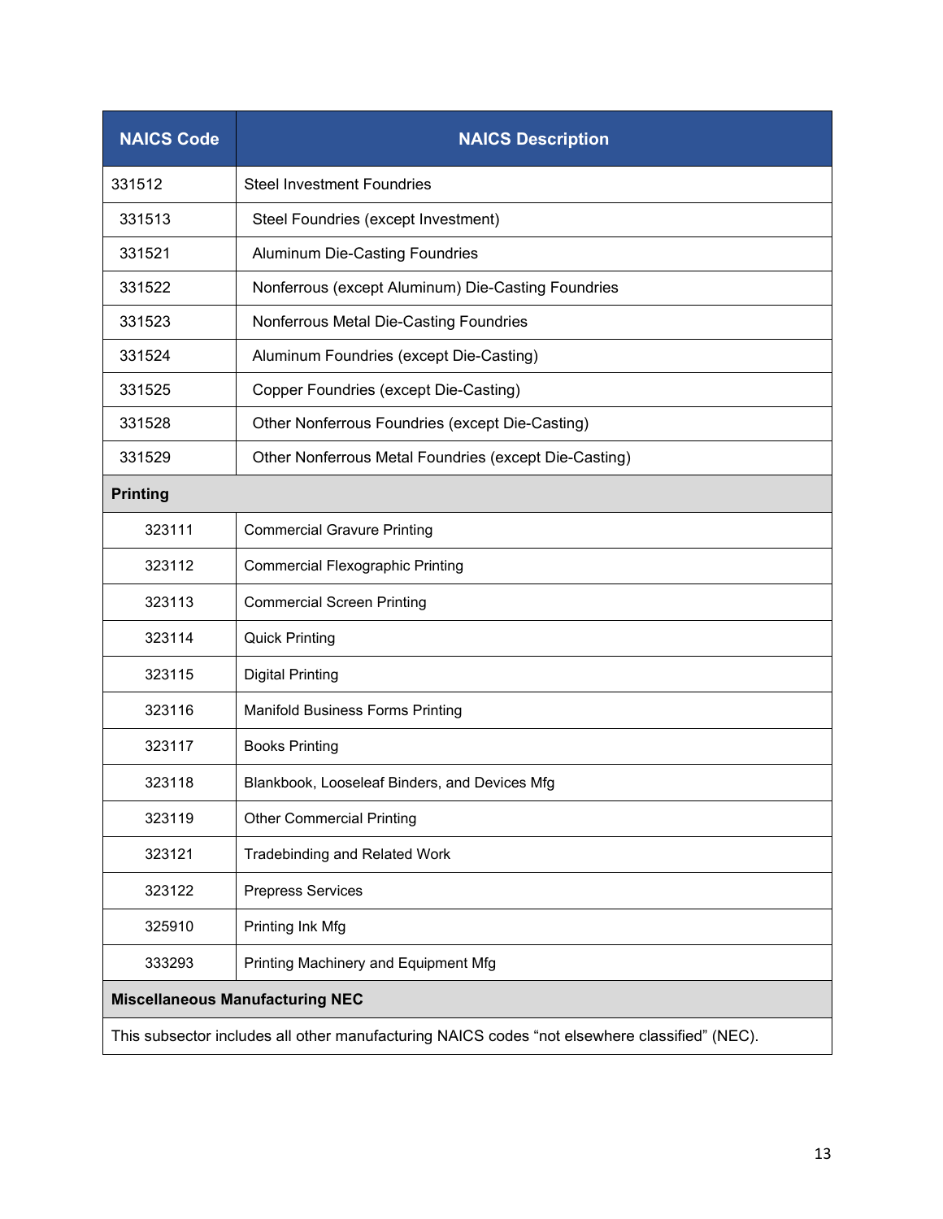| NAICS Code | NAICS Description |
|---|---|
| 331512 | Steel Investment Foundries |
| 331513 | Steel Foundries (except Investment) |
| 331521 | Aluminum Die-Casting Foundries |
| 331522 | Nonferrous (except Aluminum) Die-Casting Foundries |
| 331523 | Nonferrous Metal Die-Casting Foundries |
| 331524 | Aluminum Foundries (except Die-Casting) |
| 331525 | Copper Foundries (except Die-Casting) |
| 331528 | Other Nonferrous Foundries (except Die-Casting) |
| 331529 | Other Nonferrous Metal Foundries (except Die-Casting) |
| **Printing** | |
| 323111 | Commercial Gravure Printing |
| 323112 | Commercial Flexographic Printing |
| 323113 | Commercial Screen Printing |
| 323114 | Quick Printing |
| 323115 | Digital Printing |
| 323116 | Manifold Business Forms Printing |
| 323117 | Books Printing |
| 323118 | Blankbook, Looseleaf Binders, and Devices Mfg |
| 323119 | Other Commercial Printing |
| 323121 | Tradebinding and Related Work |
| 323122 | Prepress Services |
| 325910 | Printing Ink Mfg |
| 333293 | Printing Machinery and Equipment Mfg |
| **Miscellaneous Manufacturing NEC** | |
| This subsector includes all other manufacturing NAICS codes “not elsewhere classified” (NEC). | |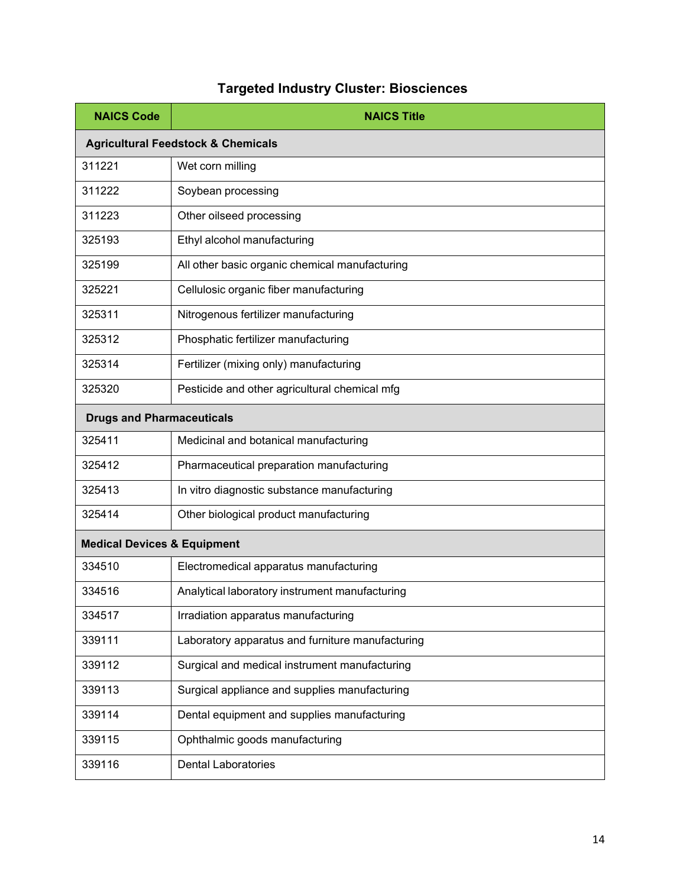## Targeted Industry Cluster: Biosciences

| NAICS Code | NAICS Title |
| --- | --- |
| **Agricultural Feedstock & Chemicals** | |
| 311221 | Wet corn milling |
| 311222 | Soybean processing |
| 311223 | Other oilseed processing |
| 325193 | Ethyl alcohol manufacturing |
| 325199 | All other basic organic chemical manufacturing |
| 325221 | Cellulosic organic fiber manufacturing |
| 325311 | Nitrogenous fertilizer manufacturing |
| 325312 | Phosphatic fertilizer manufacturing |
| 325314 | Fertilizer (mixing only) manufacturing |
| 325320 | Pesticide and other agricultural chemical mfg |
| **Drugs and Pharmaceuticals** | |
| 325411 | Medicinal and botanical manufacturing |
| 325412 | Pharmaceutical preparation manufacturing |
| 325413 | In vitro diagnostic substance manufacturing |
| 325414 | Other biological product manufacturing |
| **Medical Devices & Equipment** | |
| 334510 | Electromedical apparatus manufacturing |
| 334516 | Analytical laboratory instrument manufacturing |
| 334517 | Irradiation apparatus manufacturing |
| 339111 | Laboratory apparatus and furniture manufacturing |
| 339112 | Surgical and medical instrument manufacturing |
| 339113 | Surgical appliance and supplies manufacturing |
| 339114 | Dental equipment and supplies manufacturing |
| 339115 | Ophthalmic goods manufacturing |
| 339116 | Dental Laboratories |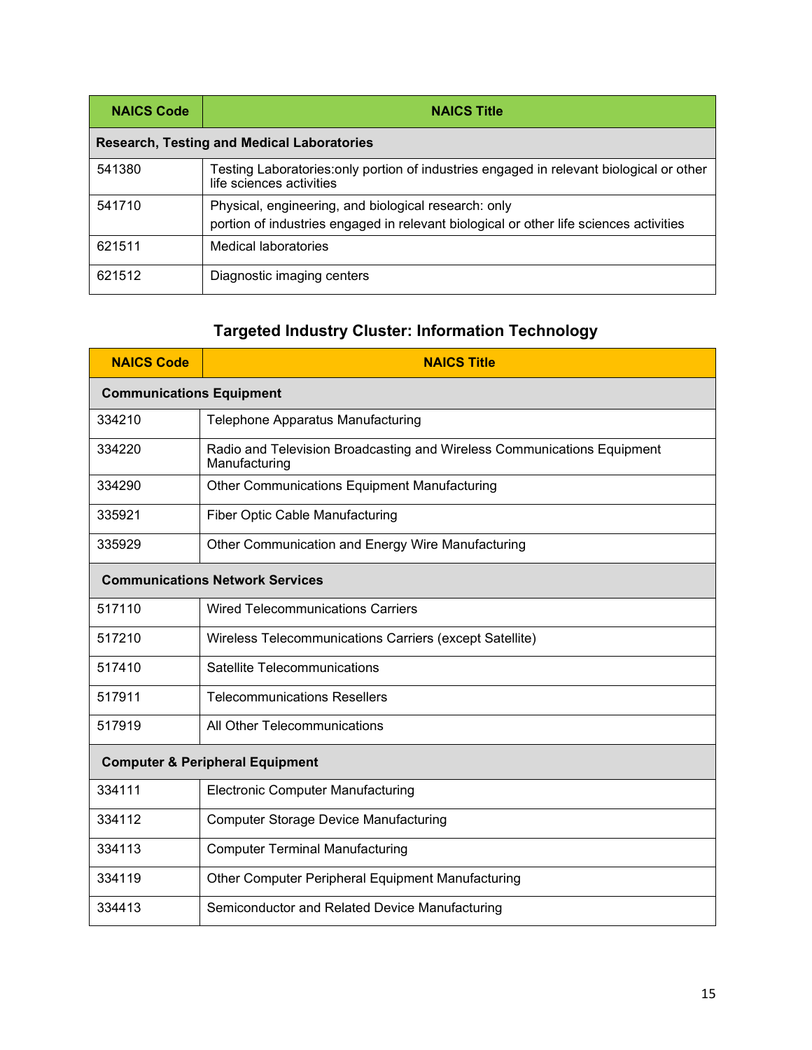| NAICS Code | NAICS Title |
|---|---|
| **Research, Testing and Medical Laboratories** | |
| 541380 | Testing Laboratories:only portion of industries engaged in relevant biological or other life sciences activities |
| 541710 | Physical, engineering, and biological research: only portion of industries engaged in relevant biological or other life sciences activities |
| 621511 | Medical laboratories |
| 621512 | Diagnostic imaging centers |

## Targeted Industry Cluster: Information Technology

| NAICS Code | NAICS Title |
|---|---|
| **Communications Equipment** | |
| 334210 | Telephone Apparatus Manufacturing |
| 334220 | Radio and Television Broadcasting and Wireless Communications Equipment Manufacturing |
| 334290 | Other Communications Equipment Manufacturing |
| 335921 | Fiber Optic Cable Manufacturing |
| 335929 | Other Communication and Energy Wire Manufacturing |
| **Communications Network Services** | |
| 517110 | Wired Telecommunications Carriers |
| 517210 | Wireless Telecommunications Carriers (except Satellite) |
| 517410 | Satellite Telecommunications |
| 517911 | Telecommunications Resellers |
| 517919 | All Other Telecommunications |
| **Computer & Peripheral Equipment** | |
| 334111 | Electronic Computer Manufacturing |
| 334112 | Computer Storage Device Manufacturing |
| 334113 | Computer Terminal Manufacturing |
| 334119 | Other Computer Peripheral Equipment Manufacturing |
| 334413 | Semiconductor and Related Device Manufacturing |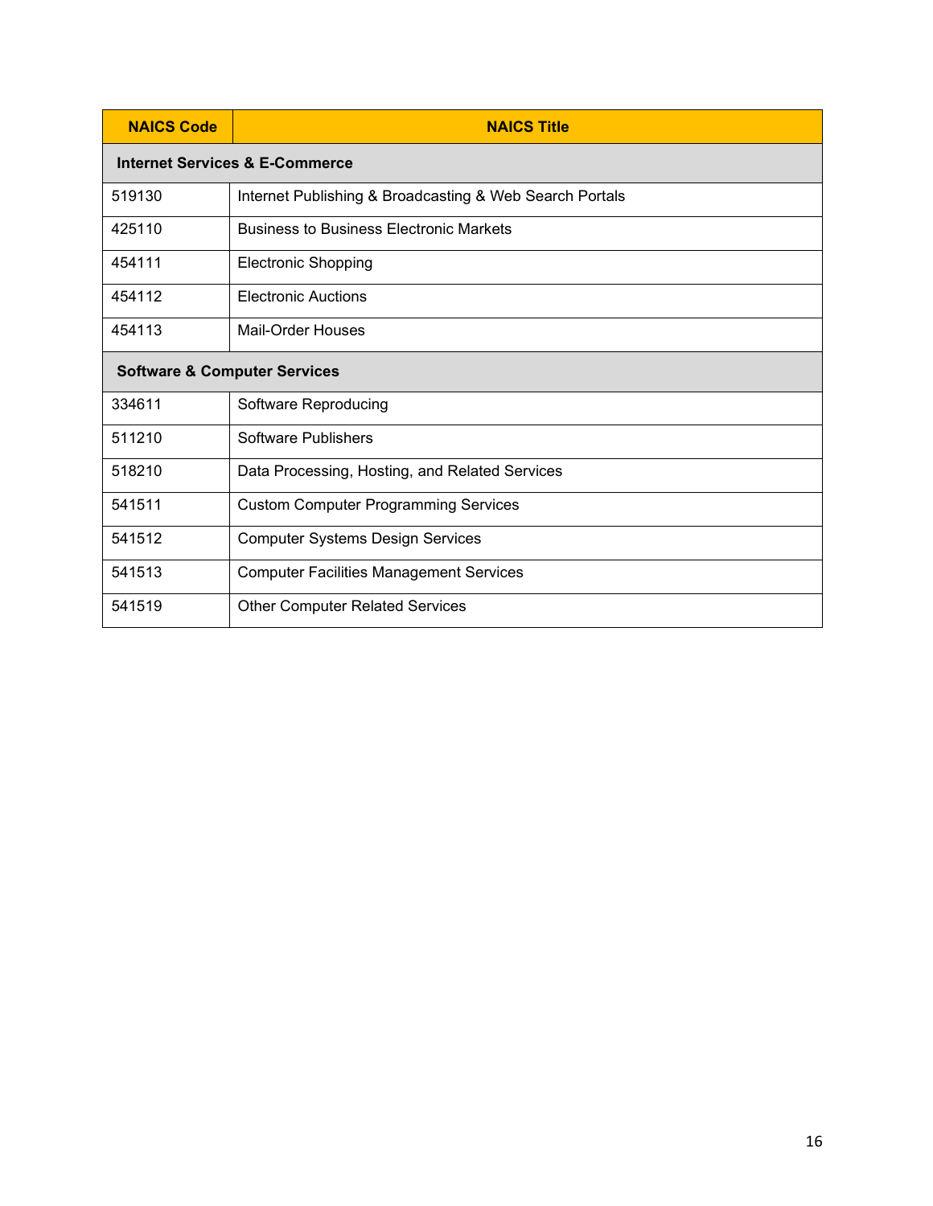| NAICS Code | NAICS Title |
| --- | --- |
| **Internet Services & E-Commerce** | |
| 519130 | Internet Publishing & Broadcasting & Web Search Portals |
| 425110 | Business to Business Electronic Markets |
| 454111 | Electronic Shopping |
| 454112 | Electronic Auctions |
| 454113 | Mail-Order Houses |
| **Software & Computer Services** | |
| 334611 | Software Reproducing |
| 511210 | Software Publishers |
| 518210 | Data Processing, Hosting, and Related Services |
| 541511 | Custom Computer Programming Services |
| 541512 | Computer Systems Design Services |
| 541513 | Computer Facilities Management Services |
| 541519 | Other Computer Related Services |